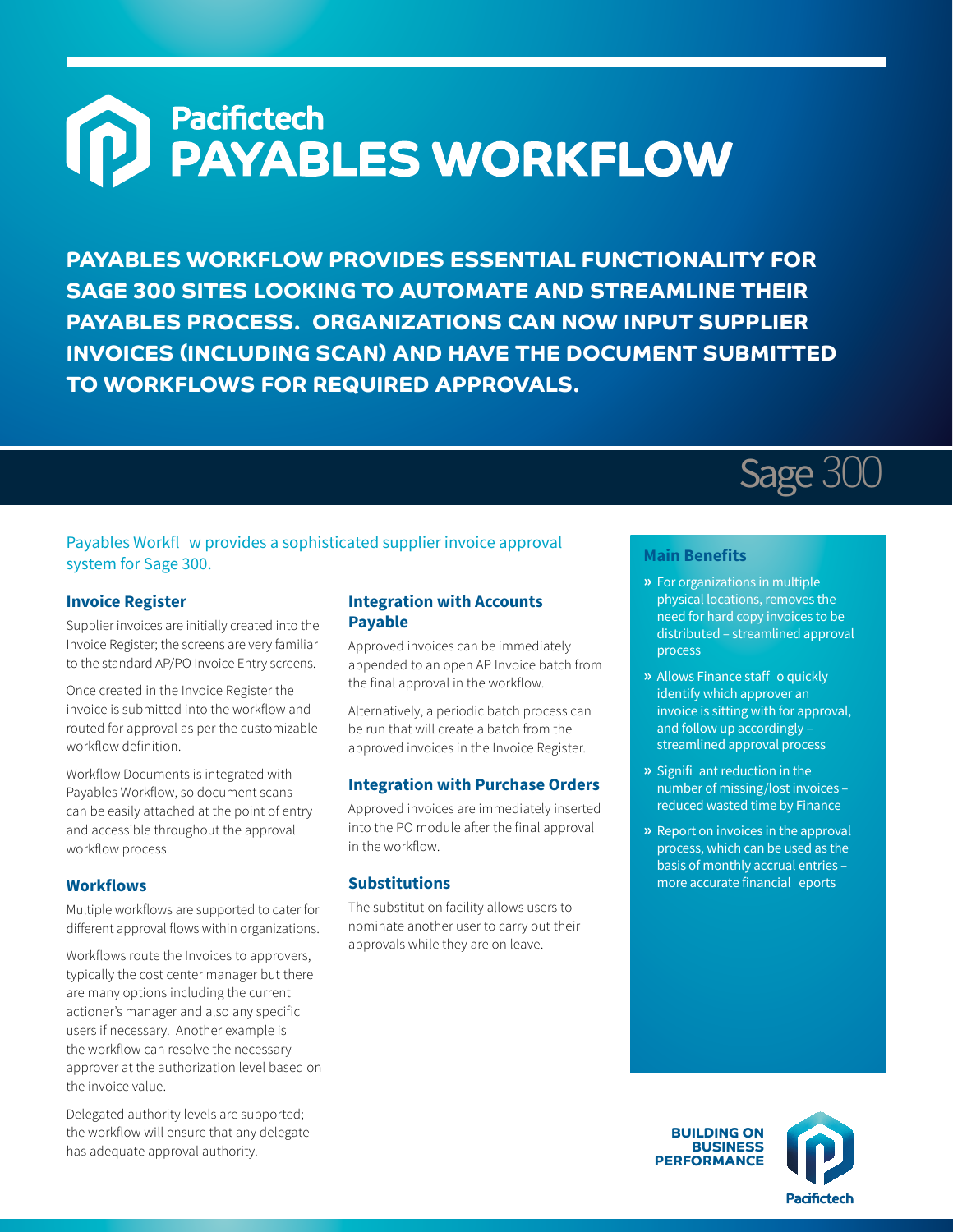# Pacifictech PAYABLES WORKFLOW

**PAYABLES WORKFLOW PROVIDES ESSENTIAL FUNCTIONALITY FOR SAGE 300 SITES LOOKING TO AUTOMATE AND STREAMLINE THEIR PAYABLES PROCESS. ORGANIZATIONS CAN NOW INPUT SUPPLIER INVOICES (INCLUDING SCAN) AND HAVE THE DOCUMENT SUBMITTED TO WORKFLOWS FOR REQUIRED APPROVALS.**

Sage 300

Payables Workfl w provides a sophisticated supplier invoice approval system for Sage 300.

### Invoice Register

Supplier invoices are initially created into the Invoice Register; the screens are very familiar to the standard AP/PO Invoice Entry screens.

Once created in the Invoice Register the invoice is submitted into the workflow and routed for approval as per the customizable workflow definition.

Workflow Documents is integrated with Payables Workflow, so document scans can be easily attached at the point of entry and accessible throughout the approval workflow process.

### Workflows

Multiple workflows are supported to cater for different approval flows within organizations.

Workflows route the Invoices to approvers, typically the cost center manager but there are many options including the current actioner's manager and also any specific users if necessary. Another example is the workflow can resolve the necessary approver at the authorization level based on the invoice value.

Delegated authority levels are supported; the workflow will ensure that any delegate has adequate approval authority.

### Integration with Accounts Payable

Approved invoices can be immediately appended to an open AP Invoice batch from the final approval in the workflow.

Alternatively, a periodic batch process can be run that will create a batch from the approved invoices in the Invoice Register.

### Integration with Purchase Orders

Approved invoices are immediately inserted into the PO module after the final approval in the workflow.

### Substitutions

The substitution facility allows users to nominate another user to carry out their approvals while they are on leave.

### Main Benefits

- For organizations in multiple physical locations, removes the need for hard copy invoices to be distributed – streamlined approval process
- Allows Finance staff o quickly identify which approver an invoice is sitting with for approval, and follow up accordingly – streamlined approval process
- Signifi ant reduction in the number of missing/lost invoices – reduced wasted time by Finance
- Report on invoices in the approval process, which can be used as the basis of monthly accrual entries – more accurate financial eports

BUILDING ON BUSINESS PERFORMANCE

Pacifictech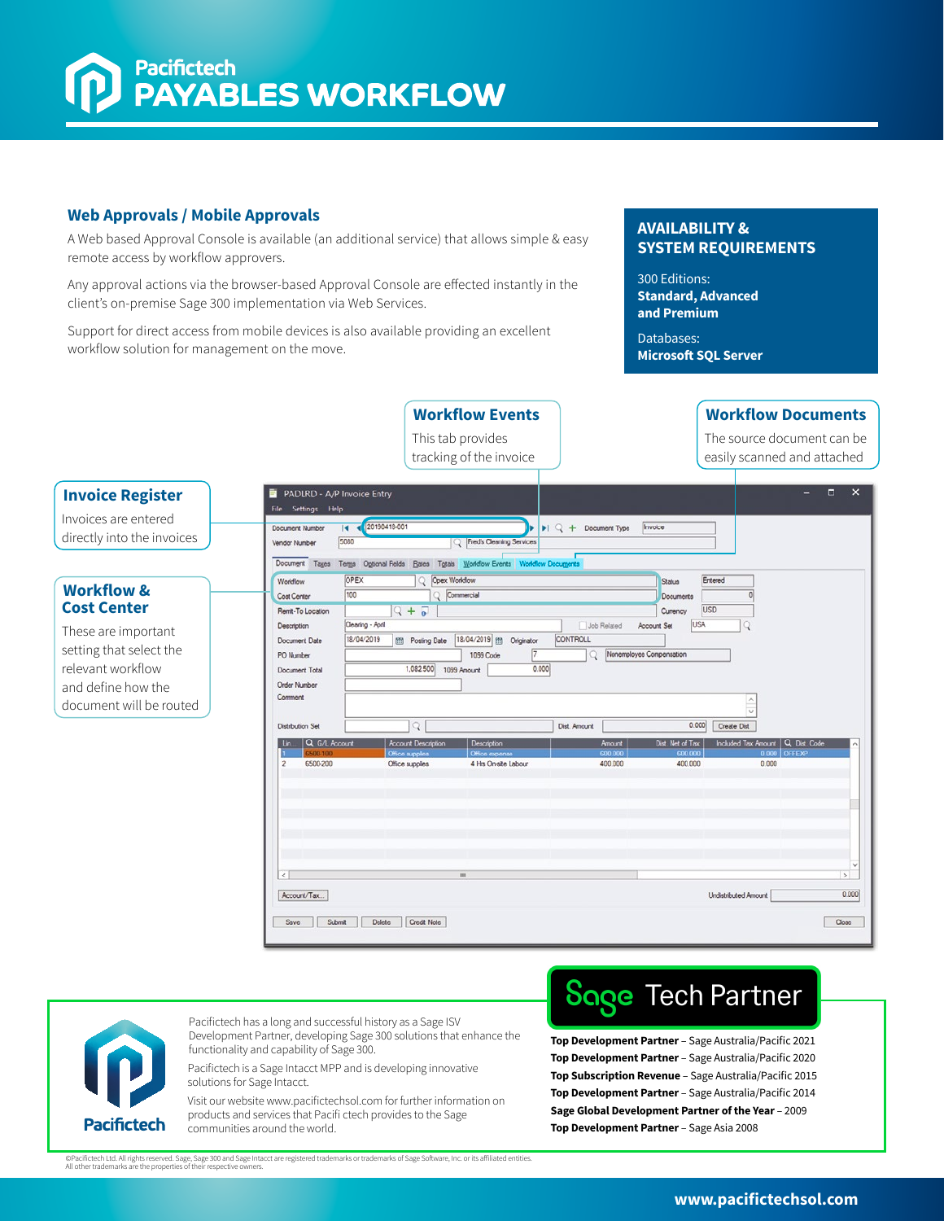# Pacifictech PAYABLES WORKFLOW

## Web Approvals / Mobile Approvals

A Web based Approval Console is available (an additional service) that allows simple & easy remote access by workflow approvers.

Any approval actions via the browser-based Approval Console are effected instantly in the client's on-premise Sage 300 implementation via Web Services.

Support for direct access from mobile devices is also available providing an excellent workflow solution for management on the move.

## AVAILABILITY & SYSTEM REQUIREMENTS

300 Editions:
**Standard, Advanced and Premium**

Databases:
**Microsoft SQL Server**

### Workflow Events

This tab provides tracking of the invoice

### Workflow Documents

The source document can be easily scanned and attached

### Invoice Register

Invoices are entered directly into the invoices

### Workflow & Cost Center

These are important setting that select the relevant workflow and define how the document will be routed

Pacifictech has a long and successful history as a Sage ISV Development Partner, developing Sage 300 solutions that enhance the functionality and capability of Sage 300.

Pacifictech is a Sage Intacct MPP and is developing innovative solutions for Sage Intacct.

Visit our website www.pacifictechsol.com for further information on products and services that Pacifi ctech provides to the Sage communities around the world.

## Sage Tech Partner

**Top Development Partner** – Sage Australia/Pacific 2021
**Top Development Partner** – Sage Australia/Pacific 2020
**Top Subscription Revenue** – Sage Australia/Pacific 2015
**Top Development Partner** – Sage Australia/Pacific 2014
**Sage Global Development Partner of the Year** – 2009
**Top Development Partner** – Sage Asia 2008

©Pacifictech Ltd. All rights reserved. Sage, Sage 300 and Sage Intacct are registered trademarks or trademarks of Sage Software, Inc. or its affiliated entities.
All other trademarks are the properties of their respective owners.

**www.pacifictechsol.com**